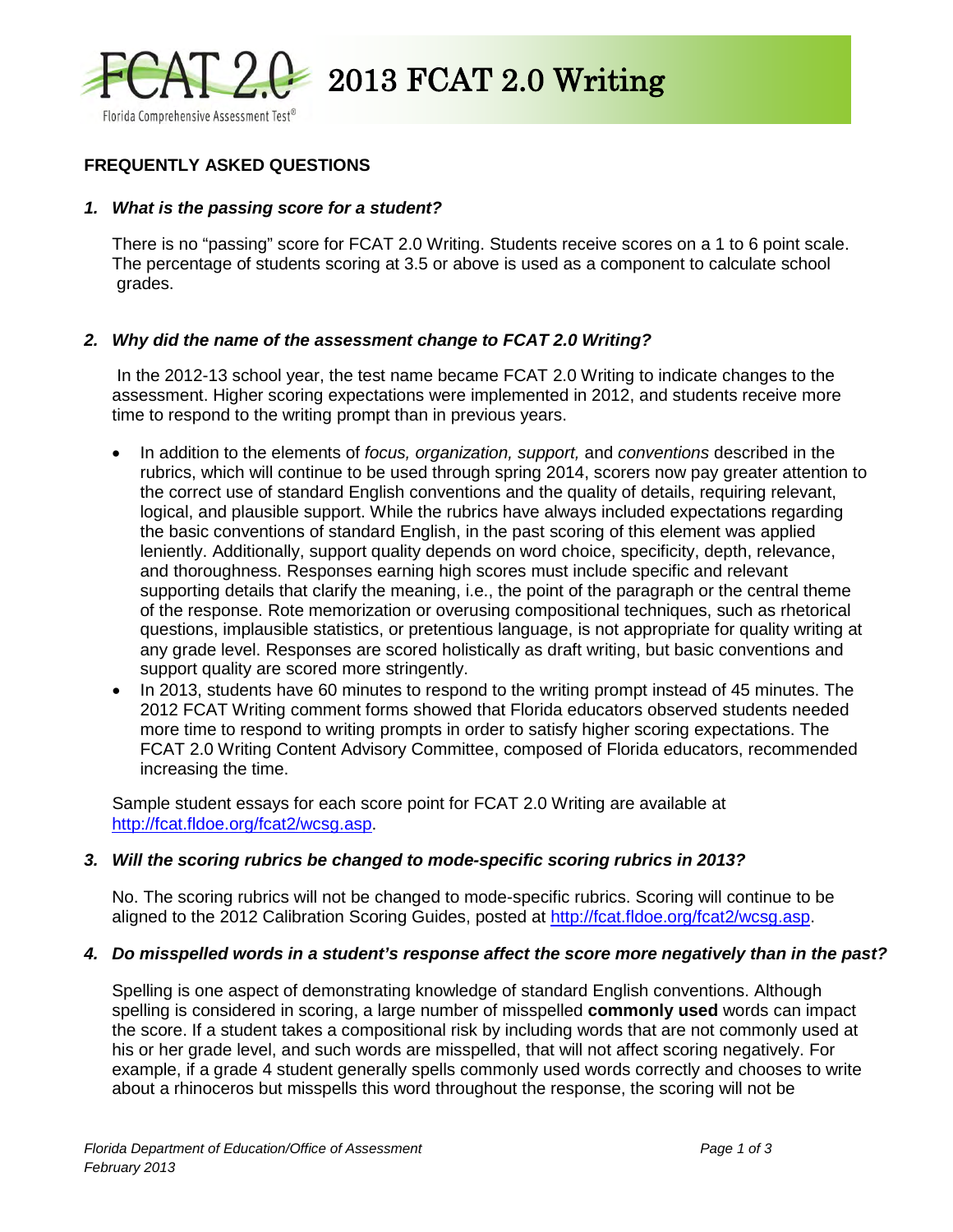# 2013 FCAT 2.0 Writing

## FREQUENTLY ASKED QUESTIONS

### *1. What is the passing score for a student?*

There is no "passing" score for FCAT 2.0 Writing. Students receive scores on a 1 to 6 point scale. The percentage of students scoring at 3.5 or above is used as a component to calculate school grades.

### *2. Why did the name of the assessment change to FCAT 2.0 Writing?*

In the 2012-13 school year, the test name became FCAT 2.0 Writing to indicate changes to the assessment. Higher scoring expectations were implemented in 2012, and students receive more time to respond to the writing prompt than in previous years.

- In addition to the elements of *focus, organization, support,* and *conventions* described in the rubrics, which will continue to be used through spring 2014, scorers now pay greater attention to the correct use of standard English conventions and the quality of details, requiring relevant, logical, and plausible support. While the rubrics have always included expectations regarding the basic conventions of standard English, in the past scoring of this element was applied leniently. Additionally, support quality depends on word choice, specificity, depth, relevance, and thoroughness. Responses earning high scores must include specific and relevant supporting details that clarify the meaning, i.e., the point of the paragraph or the central theme of the response. Rote memorization or overusing compositional techniques, such as rhetorical questions, implausible statistics, or pretentious language, is not appropriate for quality writing at any grade level. Responses are scored holistically as draft writing, but basic conventions and support quality are scored more stringently.
- In 2013, students have 60 minutes to respond to the writing prompt instead of 45 minutes. The 2012 FCAT Writing comment forms showed that Florida educators observed students needed more time to respond to writing prompts in order to satisfy higher scoring expectations. The FCAT 2.0 Writing Content Advisory Committee, composed of Florida educators, recommended increasing the time.

Sample student essays for each score point for FCAT 2.0 Writing are available at http://fcat.fldoe.org/fcat2/wcsg.asp.

### *3. Will the scoring rubrics be changed to mode-specific scoring rubrics in 2013?*

No. The scoring rubrics will not be changed to mode-specific rubrics. Scoring will continue to be aligned to the 2012 Calibration Scoring Guides, posted at http://fcat.fldoe.org/fcat2/wcsg.asp.

### *4. Do misspelled words in a student's response affect the score more negatively than in the past?*

Spelling is one aspect of demonstrating knowledge of standard English conventions. Although spelling is considered in scoring, a large number of misspelled **commonly used** words can impact the score. If a student takes a compositional risk by including words that are not commonly used at his or her grade level, and such words are misspelled, that will not affect scoring negatively. For example, if a grade 4 student generally spells commonly used words correctly and chooses to write about a rhinoceros but misspells this word throughout the response, the scoring will not be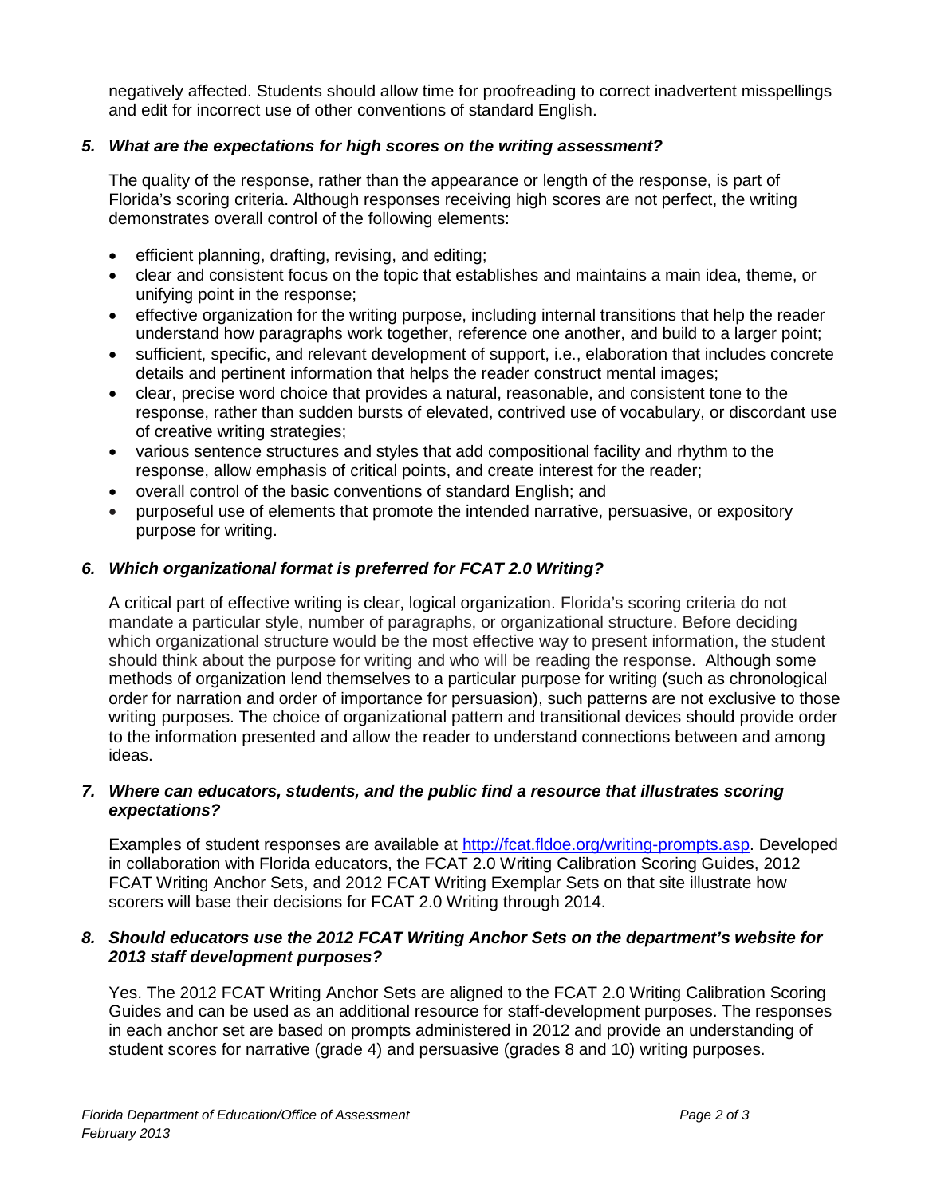negatively affected. Students should allow time for proofreading to correct inadvertent misspellings and edit for incorrect use of other conventions of standard English.

***5. What are the expectations for high scores on the writing assessment?***

The quality of the response, rather than the appearance or length of the response, is part of Florida's scoring criteria. Although responses receiving high scores are not perfect, the writing demonstrates overall control of the following elements:

- efficient planning, drafting, revising, and editing;
- clear and consistent focus on the topic that establishes and maintains a main idea, theme, or unifying point in the response;
- effective organization for the writing purpose, including internal transitions that help the reader understand how paragraphs work together, reference one another, and build to a larger point;
- sufficient, specific, and relevant development of support, i.e., elaboration that includes concrete details and pertinent information that helps the reader construct mental images;
- clear, precise word choice that provides a natural, reasonable, and consistent tone to the response, rather than sudden bursts of elevated, contrived use of vocabulary, or discordant use of creative writing strategies;
- various sentence structures and styles that add compositional facility and rhythm to the response, allow emphasis of critical points, and create interest for the reader;
- overall control of the basic conventions of standard English; and
- purposeful use of elements that promote the intended narrative, persuasive, or expository purpose for writing.

***6. Which organizational format is preferred for FCAT 2.0 Writing?***

A critical part of effective writing is clear, logical organization. Florida's scoring criteria do not mandate a particular style, number of paragraphs, or organizational structure. Before deciding which organizational structure would be the most effective way to present information, the student should think about the purpose for writing and who will be reading the response. Although some methods of organization lend themselves to a particular purpose for writing (such as chronological order for narration and order of importance for persuasion), such patterns are not exclusive to those writing purposes. The choice of organizational pattern and transitional devices should provide order to the information presented and allow the reader to understand connections between and among ideas.

***7. Where can educators, students, and the public find a resource that illustrates scoring expectations?***

Examples of student responses are available at [http://fcat.fldoe.org/writing-prompts.asp](http://fcat.fldoe.org/writing-prompts.asp). Developed in collaboration with Florida educators, the FCAT 2.0 Writing Calibration Scoring Guides, 2012 FCAT Writing Anchor Sets, and 2012 FCAT Writing Exemplar Sets on that site illustrate how scorers will base their decisions for FCAT 2.0 Writing through 2014.

***8. Should educators use the 2012 FCAT Writing Anchor Sets on the department's website for 2013 staff development purposes?***

Yes. The 2012 FCAT Writing Anchor Sets are aligned to the FCAT 2.0 Writing Calibration Scoring Guides and can be used as an additional resource for staff-development purposes. The responses in each anchor set are based on prompts administered in 2012 and provide an understanding of student scores for narrative (grade 4) and persuasive (grades 8 and 10) writing purposes.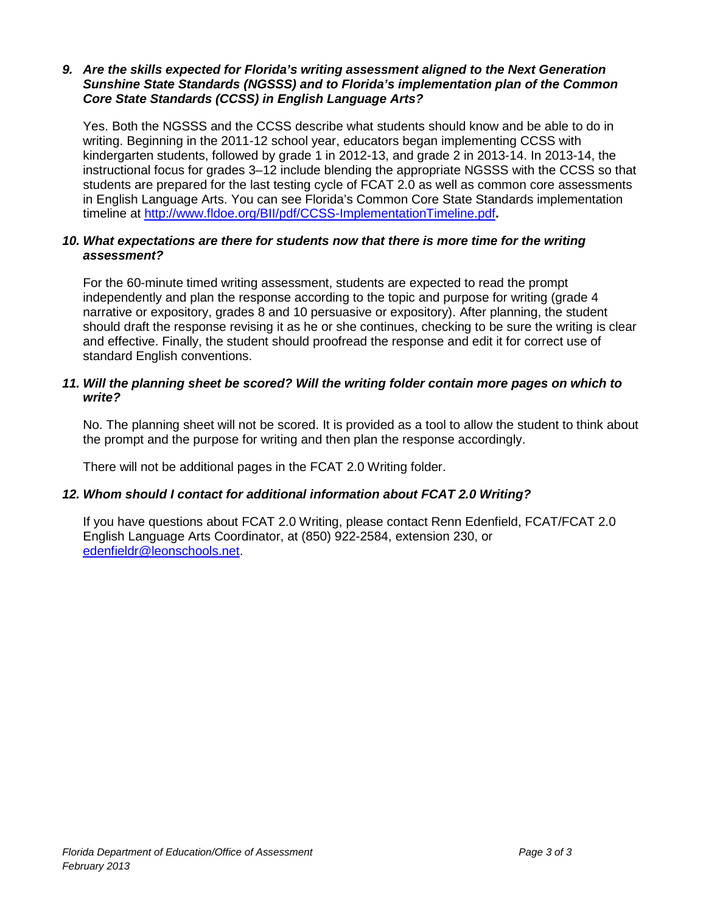***9. Are the skills expected for Florida's writing assessment aligned to the Next Generation Sunshine State Standards (NGSSS) and to Florida's implementation plan of the Common Core State Standards (CCSS) in English Language Arts?***

Yes. Both the NGSSS and the CCSS describe what students should know and be able to do in writing. Beginning in the 2011-12 school year, educators began implementing CCSS with kindergarten students, followed by grade 1 in 2012-13, and grade 2 in 2013-14. In 2013-14, the instructional focus for grades 3–12 include blending the appropriate NGSSS with the CCSS so that students are prepared for the last testing cycle of FCAT 2.0 as well as common core assessments in English Language Arts. You can see Florida's Common Core State Standards implementation timeline at [http://www.fldoe.org/BII/pdf/CCSS-ImplementationTimeline.pdf](http://www.fldoe.org/BII/pdf/CCSS-ImplementationTimeline.pdf).

***10. What expectations are there for students now that there is more time for the writing assessment?***

For the 60-minute timed writing assessment, students are expected to read the prompt independently and plan the response according to the topic and purpose for writing (grade 4 narrative or expository, grades 8 and 10 persuasive or expository). After planning, the student should draft the response revising it as he or she continues, checking to be sure the writing is clear and effective. Finally, the student should proofread the response and edit it for correct use of standard English conventions.

***11. Will the planning sheet be scored? Will the writing folder contain more pages on which to write?***

No. The planning sheet will not be scored. It is provided as a tool to allow the student to think about the prompt and the purpose for writing and then plan the response accordingly.

There will not be additional pages in the FCAT 2.0 Writing folder.

***12. Whom should I contact for additional information about FCAT 2.0 Writing?***

If you have questions about FCAT 2.0 Writing, please contact Renn Edenfield, FCAT/FCAT 2.0 English Language Arts Coordinator, at (850) 922-2584, extension 230, or [edenfieldr@leonschools.net](mailto:edenfieldr@leonschools.net).

*Florida Department of Education/Office of Assessment*
*February 2013*